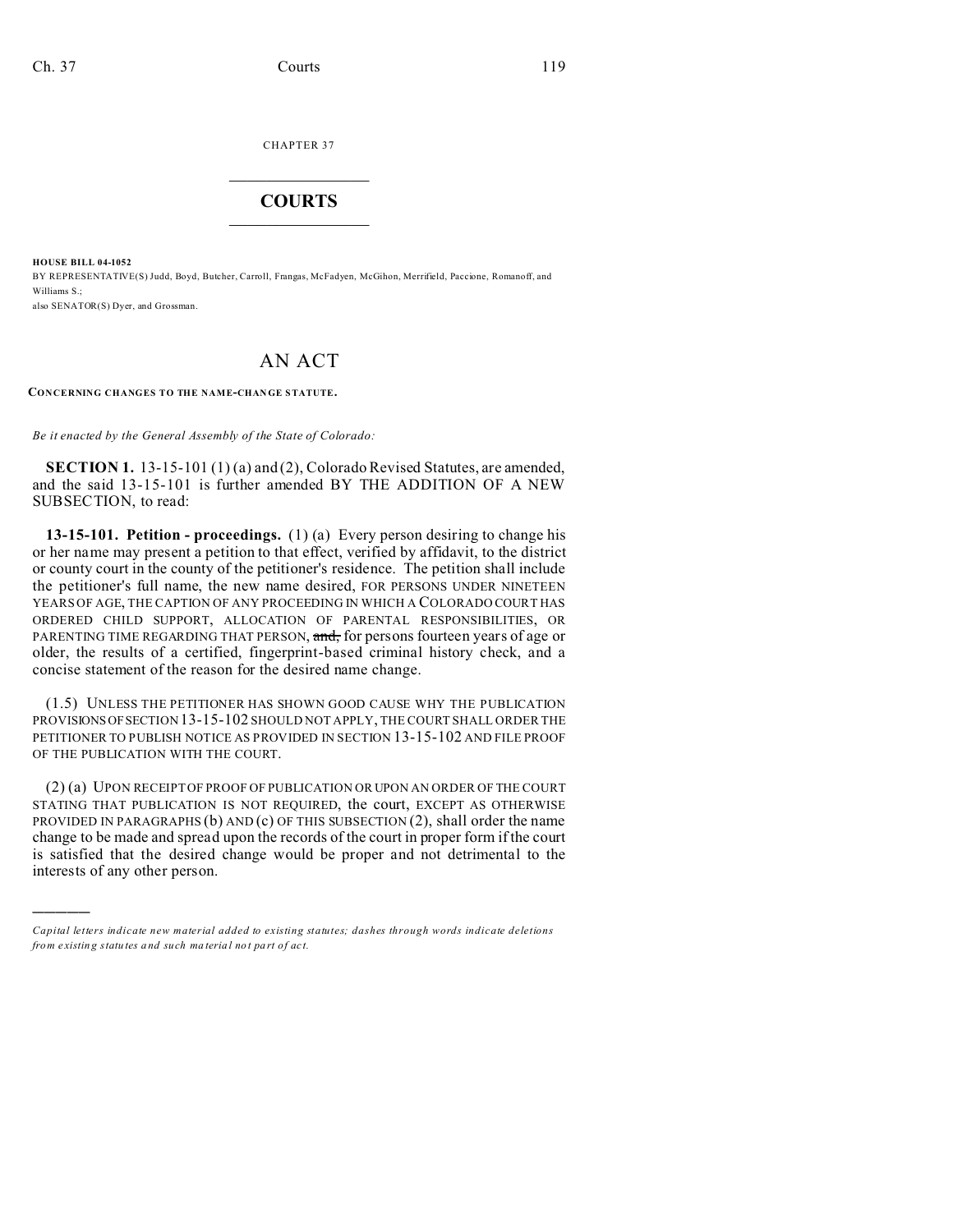CHAPTER 37

# COURTS

**HOUSE BILL 04-1052**

BY REPRESENTATIVE(S) Judd, Boyd, Butcher, Carroll, Frangas, McFadyen, McGihon, Merrifield, Paccione, Romanoff, and Williams S.;

also SENATOR(S) Dyer, and Grossman.

# AN ACT

**CONCERNING CHANGES TO THE NAME-CHANGE STATUTE.**

*Be it enacted by the General Assembly of the State of Colorado:*

**SECTION 1.** 13-15-101 (1) (a) and (2), Colorado Revised Statutes, are amended, and the said 13-15-101 is further amended BY THE ADDITION OF A NEW SUBSECTION, to read:

**13-15-101. Petition - proceedings.** (1) (a) Every person desiring to change his or her name may present a petition to that effect, verified by affidavit, to the district or county court in the county of the petitioner's residence. The petition shall include the petitioner's full name, the new name desired, FOR PERSONS UNDER NINETEEN YEARS OF AGE, THE CAPTION OF ANY PROCEEDING IN WHICH A COLORADO COURT HAS ORDERED CHILD SUPPORT, ALLOCATION OF PARENTAL RESPONSIBILITIES, OR PARENTING TIME REGARDING THAT PERSON, ~~and,~~ for persons fourteen years of age or older, the results of a certified, fingerprint-based criminal history check, and a concise statement of the reason for the desired name change.

(1.5) UNLESS THE PETITIONER HAS SHOWN GOOD CAUSE WHY THE PUBLICATION PROVISIONS OF SECTION 13-15-102 SHOULD NOT APPLY, THE COURT SHALL ORDER THE PETITIONER TO PUBLISH NOTICE AS PROVIDED IN SECTION 13-15-102 AND FILE PROOF OF THE PUBLICATION WITH THE COURT.

(2) (a) UPON RECEIPT OF PROOF OF PUBLICATION OR UPON AN ORDER OF THE COURT STATING THAT PUBLICATION IS NOT REQUIRED, the court, EXCEPT AS OTHERWISE PROVIDED IN PARAGRAPHS (b) AND (c) OF THIS SUBSECTION (2), shall order the name change to be made and spread upon the records of the court in proper form if the court is satisfied that the desired change would be proper and not detrimental to the interests of any other person.

---

*Capital letters indicate new material added to existing statutes; dashes through words indicate deletions from existing statutes and such material not part of act.*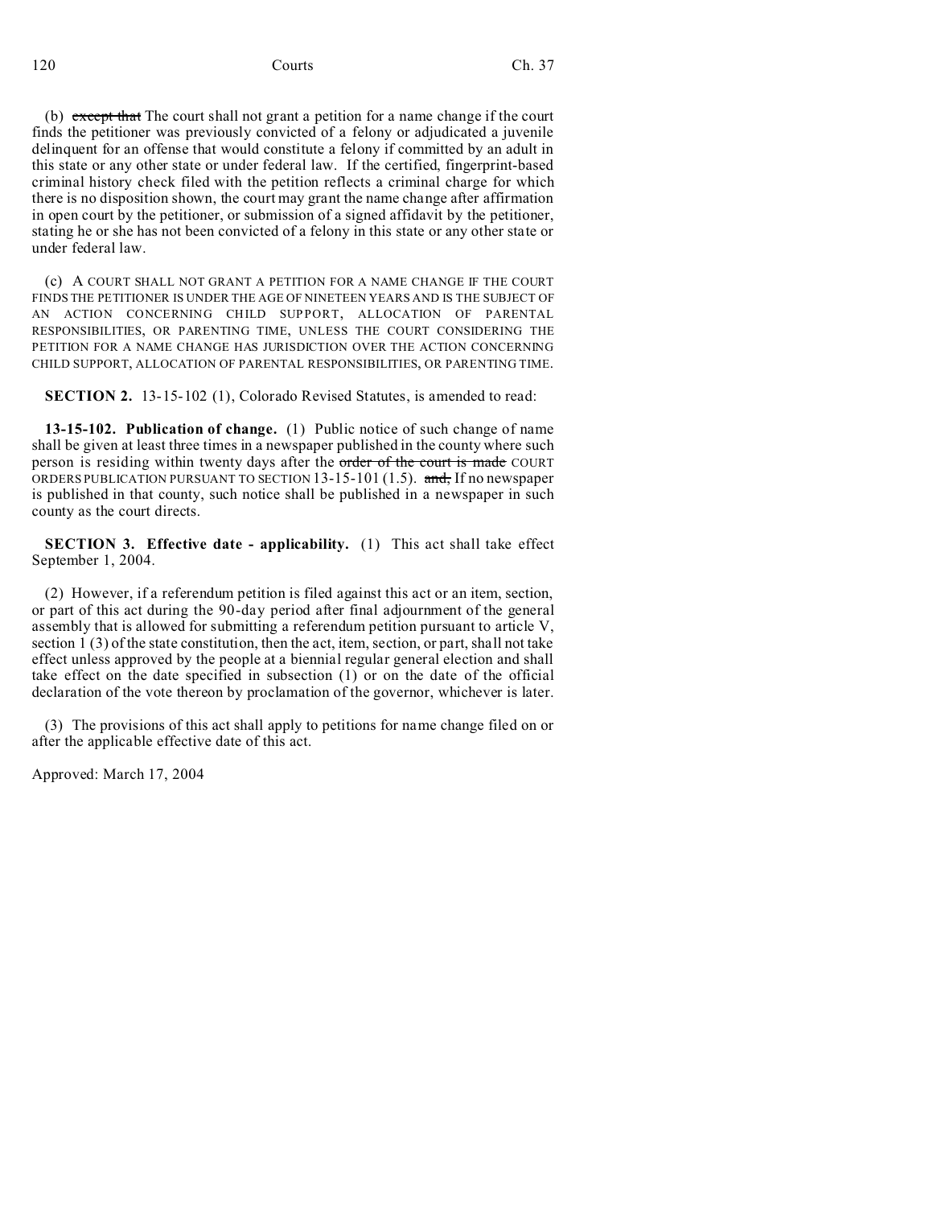(b) ~~except that~~ The court shall not grant a petition for a name change if the court finds the petitioner was previously convicted of a felony or adjudicated a juvenile delinquent for an offense that would constitute a felony if committed by an adult in this state or any other state or under federal law. If the certified, fingerprint-based criminal history check filed with the petition reflects a criminal charge for which there is no disposition shown, the court may grant the name change after affirmation in open court by the petitioner, or submission of a signed affidavit by the petitioner, stating he or she has not been convicted of a felony in this state or any other state or under federal law.

(c) A COURT SHALL NOT GRANT A PETITION FOR A NAME CHANGE IF THE COURT FINDS THE PETITIONER IS UNDER THE AGE OF NINETEEN YEARS AND IS THE SUBJECT OF AN ACTION CONCERNING CHILD SUPPORT, ALLOCATION OF PARENTAL RESPONSIBILITIES, OR PARENTING TIME, UNLESS THE COURT CONSIDERING THE PETITION FOR A NAME CHANGE HAS JURISDICTION OVER THE ACTION CONCERNING CHILD SUPPORT, ALLOCATION OF PARENTAL RESPONSIBILITIES, OR PARENTING TIME.

**SECTION 2.** 13-15-102 (1), Colorado Revised Statutes, is amended to read:

**13-15-102. Publication of change.** (1) Public notice of such change of name shall be given at least three times in a newspaper published in the county where such person is residing within twenty days after the ~~order of the court is made~~ COURT ORDERS PUBLICATION PURSUANT TO SECTION 13-15-101 (1.5). ~~and,~~ If no newspaper is published in that county, such notice shall be published in a newspaper in such county as the court directs.

**SECTION 3. Effective date - applicability.** (1) This act shall take effect September 1, 2004.

(2) However, if a referendum petition is filed against this act or an item, section, or part of this act during the 90-day period after final adjournment of the general assembly that is allowed for submitting a referendum petition pursuant to article V, section 1 (3) of the state constitution, then the act, item, section, or part, shall not take effect unless approved by the people at a biennial regular general election and shall take effect on the date specified in subsection (1) or on the date of the official declaration of the vote thereon by proclamation of the governor, whichever is later.

(3) The provisions of this act shall apply to petitions for name change filed on or after the applicable effective date of this act.

Approved: March 17, 2004